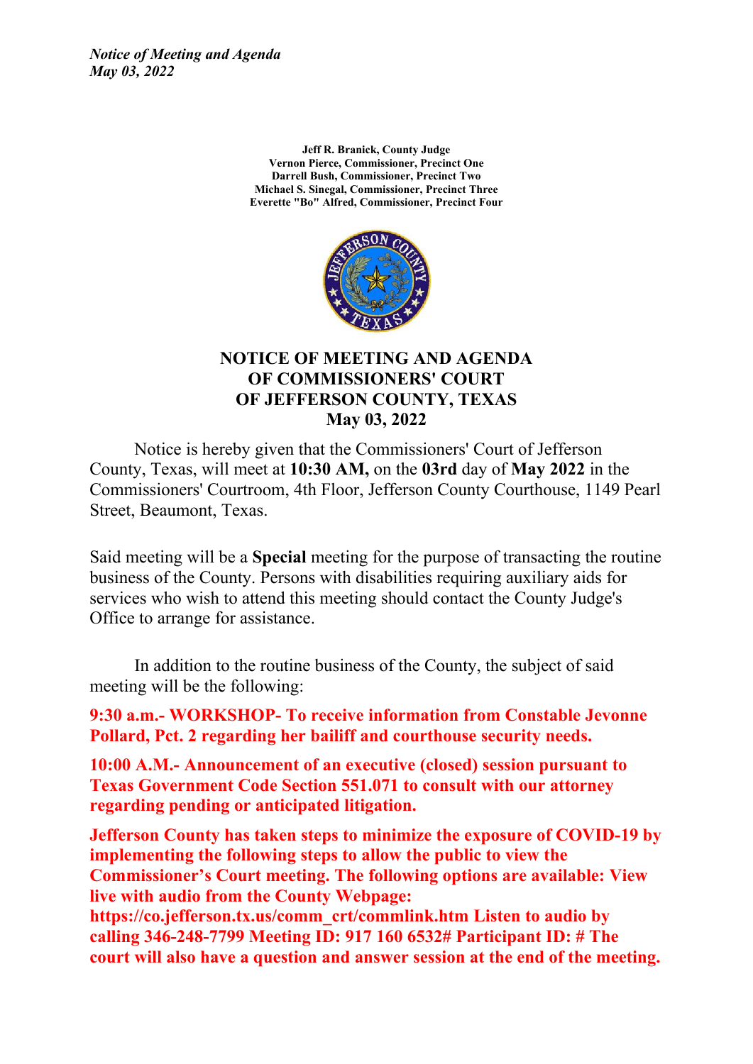*Notice of Meeting and Agenda*
*May 03, 2022*

**Jeff R. Branick, County Judge**
**Vernon Pierce, Commissioner, Precinct One**
**Darrell Bush, Commissioner, Precinct Two**
**Michael S. Sinegal, Commissioner, Precinct Three**
**Everette "Bo" Alfred, Commissioner, Precinct Four**

# NOTICE OF MEETING AND AGENDA OF COMMISSIONERS' COURT OF JEFFERSON COUNTY, TEXAS May 03, 2022

Notice is hereby given that the Commissioners' Court of Jefferson County, Texas, will meet at **10:30 AM,** on the **03rd** day of **May 2022** in the Commissioners' Courtroom, 4th Floor, Jefferson County Courthouse, 1149 Pearl Street, Beaumont, Texas.

Said meeting will be a **Special** meeting for the purpose of transacting the routine business of the County. Persons with disabilities requiring auxiliary aids for services who wish to attend this meeting should contact the County Judge's Office to arrange for assistance.

In addition to the routine business of the County, the subject of said meeting will be the following:

**9:30 a.m.- WORKSHOP- To receive information from Constable Jevonne Pollard, Pct. 2 regarding her bailiff and courthouse security needs.**

**10:00 A.M.- Announcement of an executive (closed) session pursuant to Texas Government Code Section 551.071 to consult with our attorney regarding pending or anticipated litigation.**

**Jefferson County has taken steps to minimize the exposure of COVID-19 by implementing the following steps to allow the public to view the Commissioner's Court meeting. The following options are available: View live with audio from the County Webpage: https://co.jefferson.tx.us/comm_crt/commlink.htm Listen to audio by calling 346-248-7799 Meeting ID: 917 160 6532# Participant ID: # The court will also have a question and answer session at the end of the meeting.**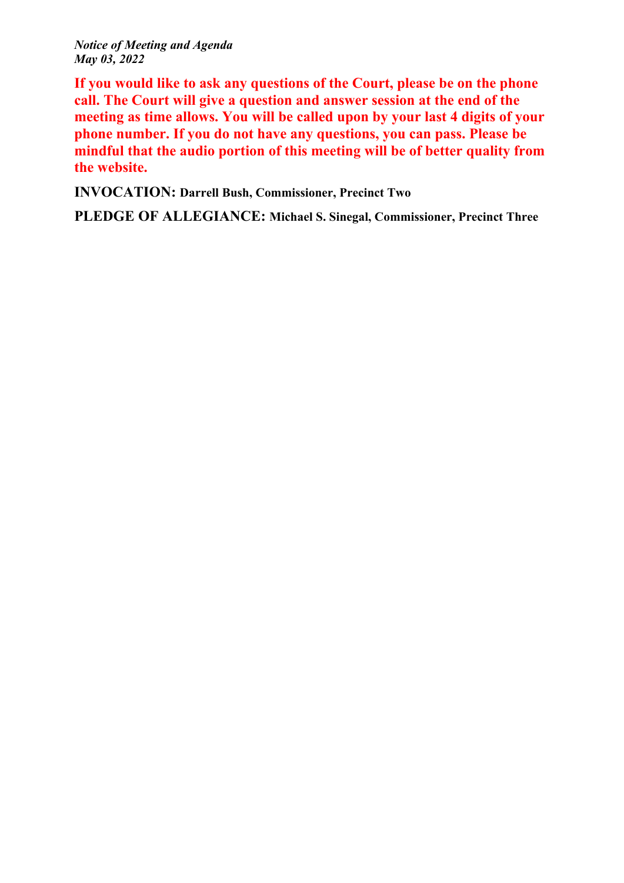*Notice of Meeting and Agenda*
*May 03, 2022*

**If you would like to ask any questions of the Court, please be on the phone call. The Court will give a question and answer session at the end of the meeting as time allows. You will be called upon by your last 4 digits of your phone number. If you do not have any questions, you can pass. Please be mindful that the audio portion of this meeting will be of better quality from the website.**

**INVOCATION:** **Darrell Bush, Commissioner, Precinct Two**

**PLEDGE OF ALLEGIANCE:** **Michael S. Sinegal, Commissioner, Precinct Three**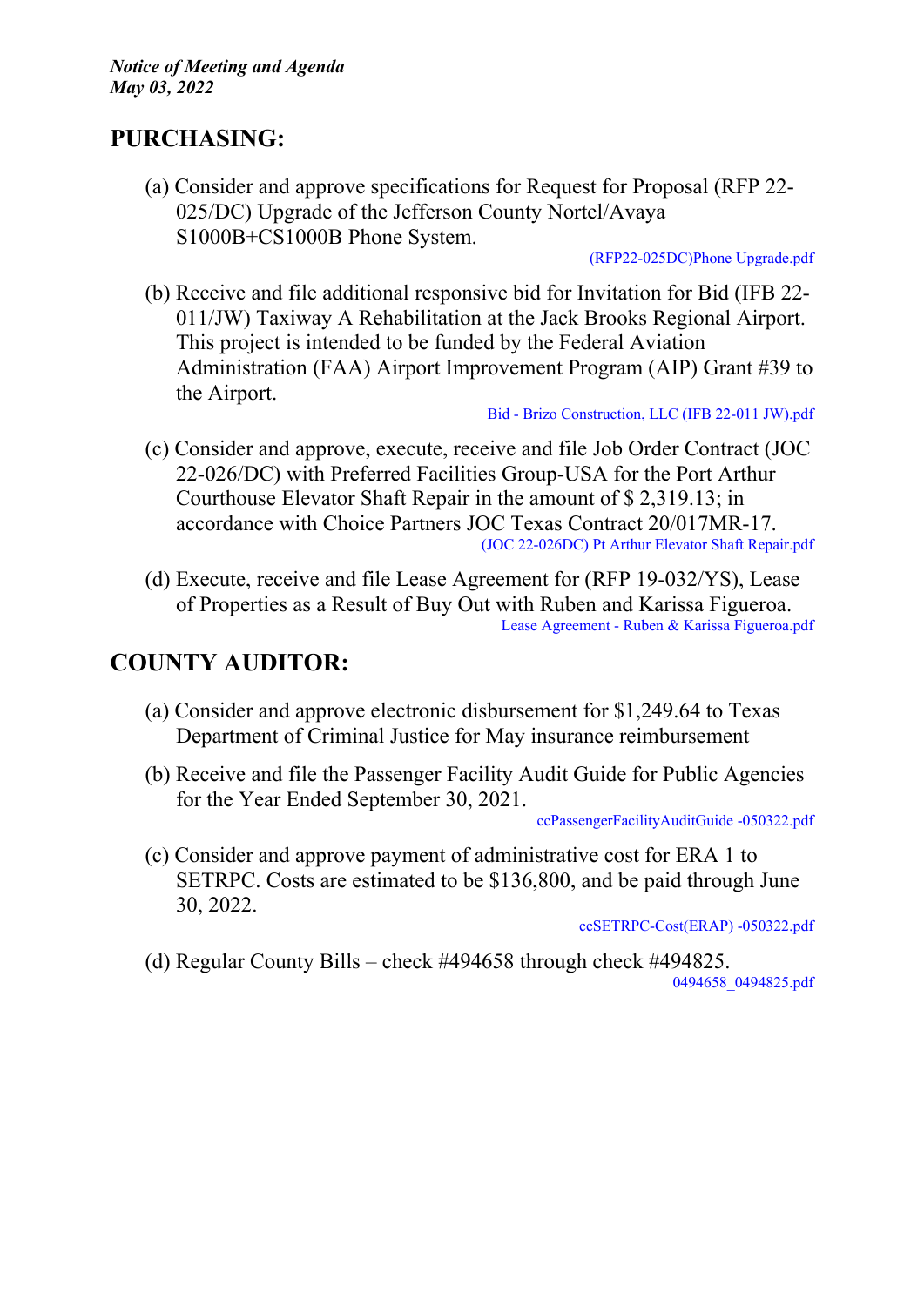*Notice of Meeting and Agenda*
*May 03, 2022*

## PURCHASING:

(a) Consider and approve specifications for Request for Proposal (RFP 22-025/DC) Upgrade of the Jefferson County Nortel/Avaya S1000B+CS1000B Phone System.

(RFP22-025DC)Phone Upgrade.pdf

(b) Receive and file additional responsive bid for Invitation for Bid (IFB 22-011/JW) Taxiway A Rehabilitation at the Jack Brooks Regional Airport. This project is intended to be funded by the Federal Aviation Administration (FAA) Airport Improvement Program (AIP) Grant #39 to the Airport.

Bid - Brizo Construction, LLC (IFB 22-011 JW).pdf

(c) Consider and approve, execute, receive and file Job Order Contract (JOC 22-026/DC) with Preferred Facilities Group-USA for the Port Arthur Courthouse Elevator Shaft Repair in the amount of $ 2,319.13; in accordance with Choice Partners JOC Texas Contract 20/017MR-17.

(JOC 22-026DC) Pt Arthur Elevator Shaft Repair.pdf

(d) Execute, receive and file Lease Agreement for (RFP 19-032/YS), Lease of Properties as a Result of Buy Out with Ruben and Karissa Figueroa.

Lease Agreement - Ruben & Karissa Figueroa.pdf

## COUNTY AUDITOR:

(a) Consider and approve electronic disbursement for $1,249.64 to Texas Department of Criminal Justice for May insurance reimbursement

(b) Receive and file the Passenger Facility Audit Guide for Public Agencies for the Year Ended September 30, 2021.

ccPassengerFacilityAuditGuide -050322.pdf

(c) Consider and approve payment of administrative cost for ERA 1 to SETRPC. Costs are estimated to be $136,800, and be paid through June 30, 2022.

ccSETRPC-Cost(ERAP) -050322.pdf

(d) Regular County Bills – check #494658 through check #494825.

0494658_0494825.pdf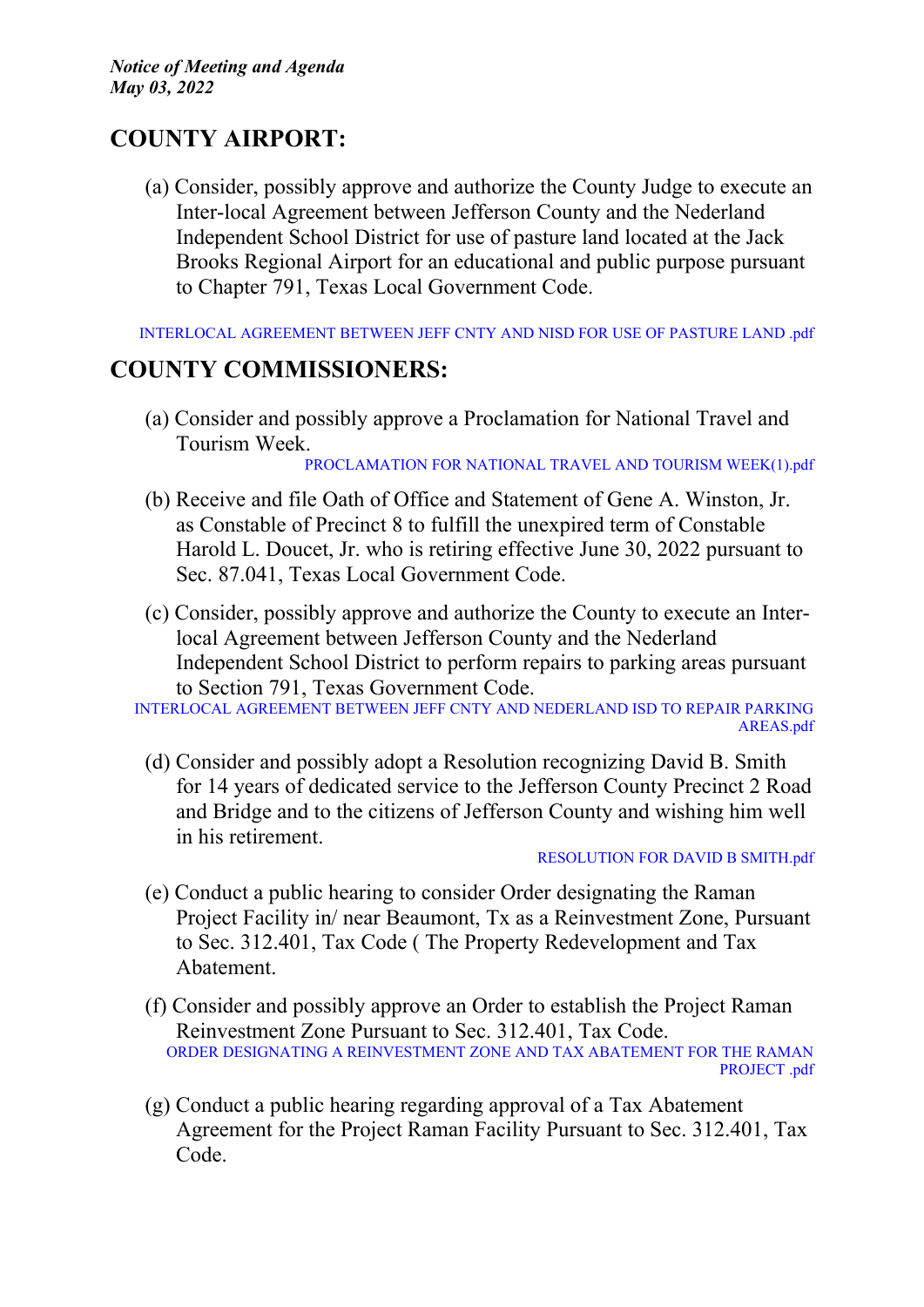## COUNTY AIRPORT:

(a) Consider, possibly approve and authorize the County Judge to execute an Inter-local Agreement between Jefferson County and the Nederland Independent School District for use of pasture land located at the Jack Brooks Regional Airport for an educational and public purpose pursuant to Chapter 791, Texas Local Government Code.

INTERLOCAL AGREEMENT BETWEEN JEFF CNTY AND NISD FOR USE OF PASTURE LAND .pdf

## COUNTY COMMISSIONERS:

(a) Consider and possibly approve a Proclamation for National Travel and Tourism Week.

PROCLAMATION FOR NATIONAL TRAVEL AND TOURISM WEEK(1).pdf

(b) Receive and file Oath of Office and Statement of Gene A. Winston, Jr. as Constable of Precinct 8 to fulfill the unexpired term of Constable Harold L. Doucet, Jr. who is retiring effective June 30, 2022 pursuant to Sec. 87.041, Texas Local Government Code.

(c) Consider, possibly approve and authorize the County to execute an Inter-local Agreement between Jefferson County and the Nederland Independent School District to perform repairs to parking areas pursuant to Section 791, Texas Government Code.

INTERLOCAL AGREEMENT BETWEEN JEFF CNTY AND NEDERLAND ISD TO REPAIR PARKING AREAS.pdf

(d) Consider and possibly adopt a Resolution recognizing David B. Smith for 14 years of dedicated service to the Jefferson County Precinct 2 Road and Bridge and to the citizens of Jefferson County and wishing him well in his retirement.

RESOLUTION FOR DAVID B SMITH.pdf

(e) Conduct a public hearing to consider Order designating the Raman Project Facility in/ near Beaumont, Tx as a Reinvestment Zone, Pursuant to Sec. 312.401, Tax Code ( The Property Redevelopment and Tax Abatement.

(f) Consider and possibly approve an Order to establish the Project Raman Reinvestment Zone Pursuant to Sec. 312.401, Tax Code.

ORDER DESIGNATING A REINVESTMENT ZONE AND TAX ABATEMENT FOR THE RAMAN PROJECT .pdf

(g) Conduct a public hearing regarding approval of a Tax Abatement Agreement for the Project Raman Facility Pursuant to Sec. 312.401, Tax Code.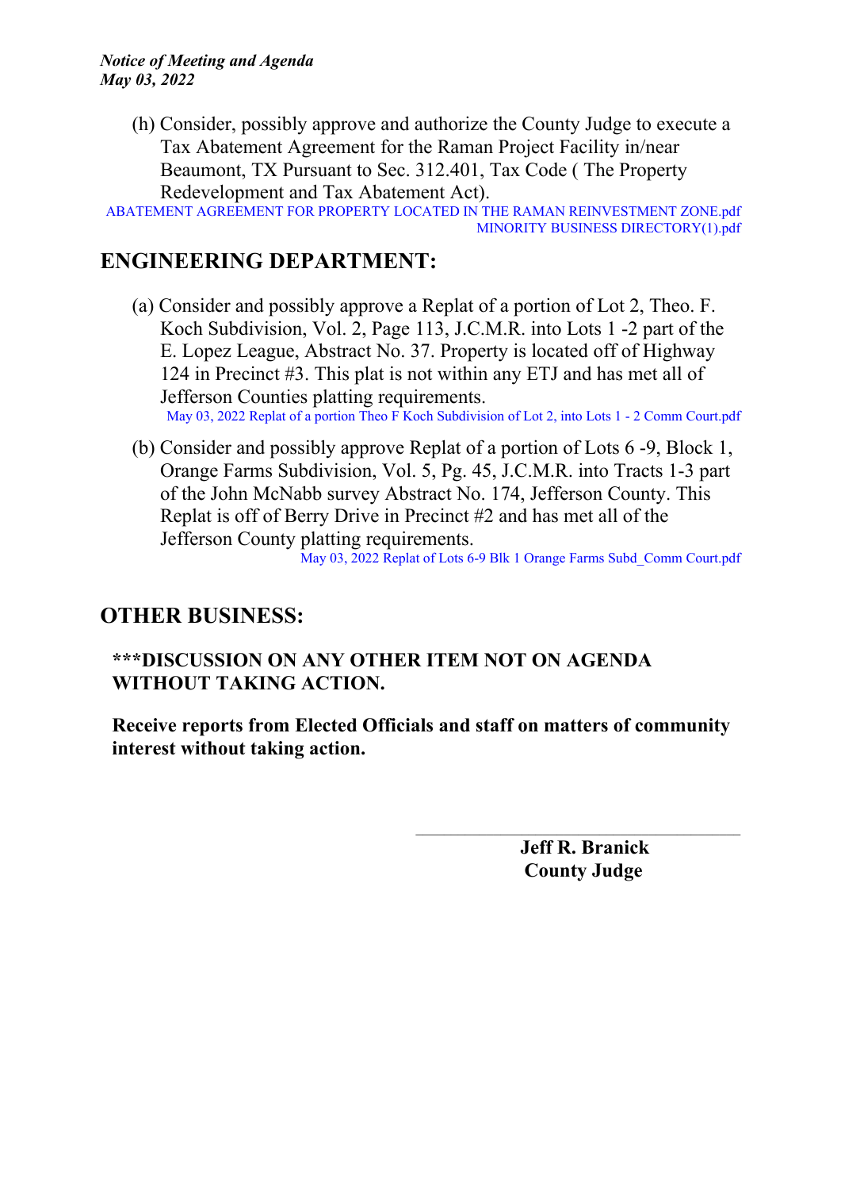(h) Consider, possibly approve and authorize the County Judge to execute a Tax Abatement Agreement for the Raman Project Facility in/near Beaumont, TX Pursuant to Sec. 312.401, Tax Code ( The Property Redevelopment and Tax Abatement Act).

ABATEMENT AGREEMENT FOR PROPERTY LOCATED IN THE RAMAN REINVESTMENT ZONE.pdf
MINORITY BUSINESS DIRECTORY(1).pdf

## ENGINEERING DEPARTMENT:

(a) Consider and possibly approve a Replat of a portion of Lot 2, Theo. F. Koch Subdivision, Vol. 2, Page 113, J.C.M.R. into Lots 1 -2 part of the E. Lopez League, Abstract No. 37. Property is located off of Highway 124 in Precinct #3. This plat is not within any ETJ and has met all of Jefferson Counties platting requirements.

May 03, 2022 Replat of a portion Theo F Koch Subdivision of Lot 2, into Lots 1 - 2 Comm Court.pdf

(b) Consider and possibly approve Replat of a portion of Lots 6 -9, Block 1, Orange Farms Subdivision, Vol. 5, Pg. 45, J.C.M.R. into Tracts 1-3 part of the John McNabb survey Abstract No. 174, Jefferson County. This Replat is off of Berry Drive in Precinct #2 and has met all of the Jefferson County platting requirements.

May 03, 2022 Replat of Lots 6-9 Blk 1 Orange Farms Subd_Comm Court.pdf

## OTHER BUSINESS:

**\*\*\*DISCUSSION ON ANY OTHER ITEM NOT ON AGENDA WITHOUT TAKING ACTION.**

**Receive reports from Elected Officials and staff on matters of community interest without taking action.**

______________________________

**Jeff R. Branick**
**County Judge**